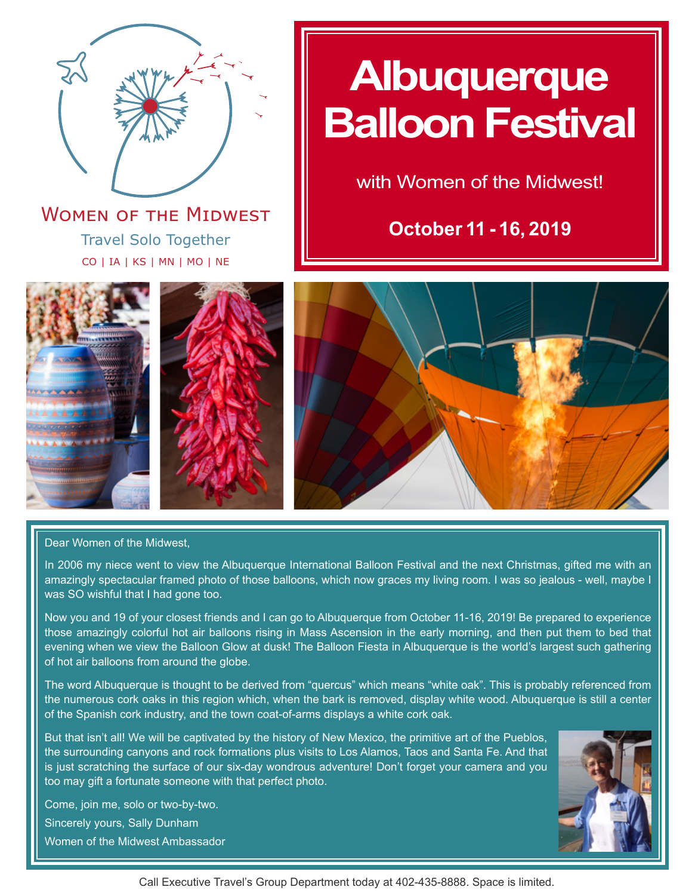WOMEN OF THE MIDWEST

Travel Solo Together

CO | IA | KS | MN | MO | NE

# Albuquerque Balloon Festival

with Women of the Midwest!

**October 11 - 16, 2019**

Dear Women of the Midwest,

In 2006 my niece went to view the Albuquerque International Balloon Festival and the next Christmas, gifted me with an amazingly spectacular framed photo of those balloons, which now graces my living room. I was so jealous - well, maybe I was SO wishful that I had gone too.

Now you and 19 of your closest friends and I can go to Albuquerque from October 11-16, 2019! Be prepared to experience those amazingly colorful hot air balloons rising in Mass Ascension in the early morning, and then put them to bed that evening when we view the Balloon Glow at dusk! The Balloon Fiesta in Albuquerque is the world's largest such gathering of hot air balloons from around the globe.

The word Albuquerque is thought to be derived from "quercus" which means "white oak". This is probably referenced from the numerous cork oaks in this region which, when the bark is removed, display white wood. Albuquerque is still a center of the Spanish cork industry, and the town coat-of-arms displays a white cork oak.

But that isn't all! We will be captivated by the history of New Mexico, the primitive art of the Pueblos, the surrounding canyons and rock formations plus visits to Los Alamos, Taos and Santa Fe. And that is just scratching the surface of our six-day wondrous adventure! Don't forget your camera and you too may gift a fortunate someone with that perfect photo.

Come, join me, solo or two-by-two.

Sincerely yours, Sally Dunham

Women of the Midwest Ambassador

Call Executive Travel's Group Department today at 402-435-8888. Space is limited.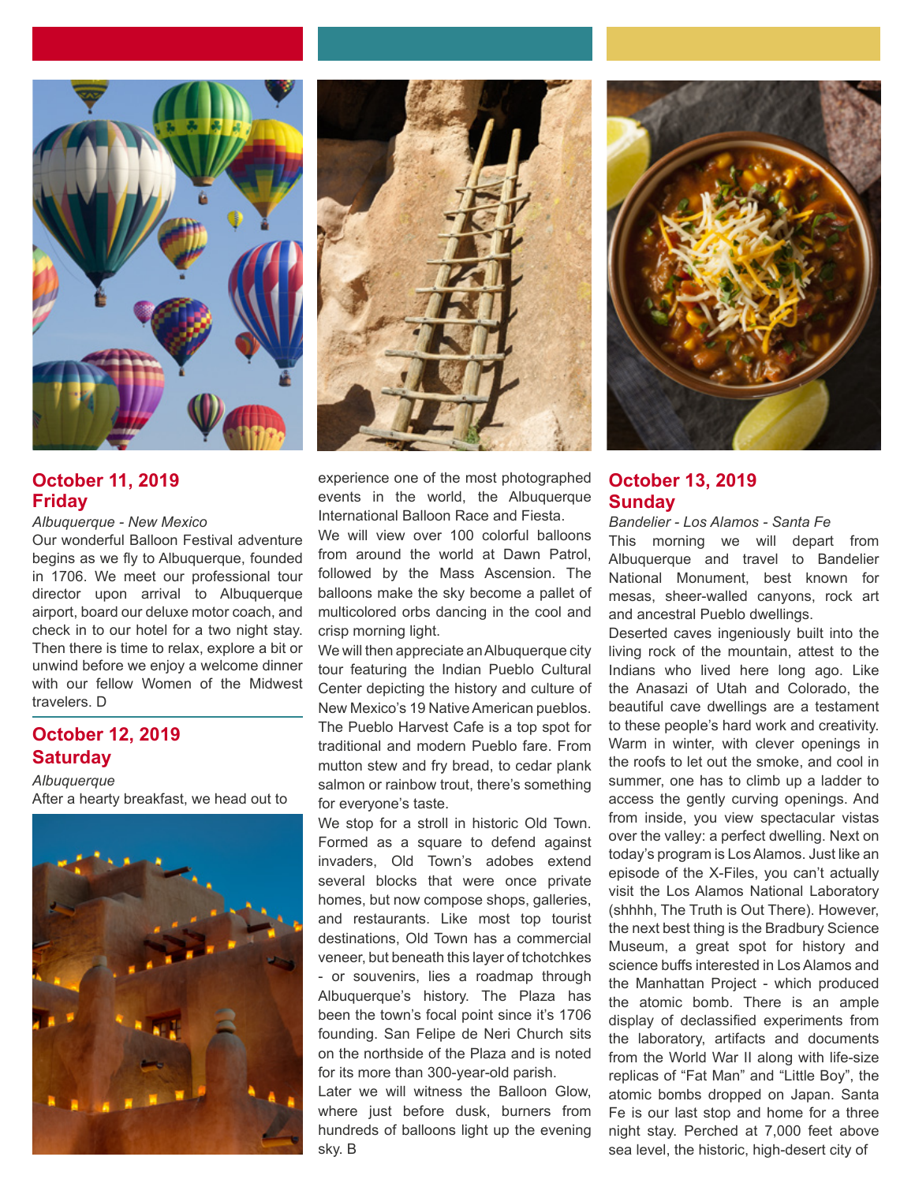## October 11, 2019
## Friday

*Albuquerque - New Mexico*

Our wonderful Balloon Festival adventure begins as we fly to Albuquerque, founded in 1706. We meet our professional tour director upon arrival to Albuquerque airport, board our deluxe motor coach, and check in to our hotel for a two night stay. Then there is time to relax, explore a bit or unwind before we enjoy a welcome dinner with our fellow Women of the Midwest travelers. D

## October 12, 2019
## Saturday

*Albuquerque*

After a hearty breakfast, we head out to experience one of the most photographed events in the world, the Albuquerque International Balloon Race and Fiesta.

We will view over 100 colorful balloons from around the world at Dawn Patrol, followed by the Mass Ascension. The balloons make the sky become a pallet of multicolored orbs dancing in the cool and crisp morning light.

We will then appreciate an Albuquerque city tour featuring the Indian Pueblo Cultural Center depicting the history and culture of New Mexico's 19 Native American pueblos. The Pueblo Harvest Cafe is a top spot for traditional and modern Pueblo fare. From mutton stew and fry bread, to cedar plank salmon or rainbow trout, there's something for everyone's taste.

We stop for a stroll in historic Old Town. Formed as a square to defend against invaders, Old Town's adobes extend several blocks that were once private homes, but now compose shops, galleries, and restaurants. Like most top tourist destinations, Old Town has a commercial veneer, but beneath this layer of tchotchkes - or souvenirs, lies a roadmap through Albuquerque's history. The Plaza has been the town's focal point since it's 1706 founding. San Felipe de Neri Church sits on the northside of the Plaza and is noted for its more than 300-year-old parish.

Later we will witness the Balloon Glow, where just before dusk, burners from hundreds of balloons light up the evening sky. B

## October 13, 2019
## Sunday

*Bandelier - Los Alamos - Santa Fe*

This morning we will depart from Albuquerque and travel to Bandelier National Monument, best known for mesas, sheer-walled canyons, rock art and ancestral Pueblo dwellings.

Deserted caves ingeniously built into the living rock of the mountain, attest to the Indians who lived here long ago. Like the Anasazi of Utah and Colorado, the beautiful cave dwellings are a testament to these people's hard work and creativity. Warm in winter, with clever openings in the roofs to let out the smoke, and cool in summer, one has to climb up a ladder to access the gently curving openings. And from inside, you view spectacular vistas over the valley: a perfect dwelling. Next on today's program is Los Alamos. Just like an episode of the X-Files, you can't actually visit the Los Alamos National Laboratory (shhhh, The Truth is Out There). However, the next best thing is the Bradbury Science Museum, a great spot for history and science buffs interested in Los Alamos and the Manhattan Project - which produced the atomic bomb. There is an ample display of declassified experiments from the laboratory, artifacts and documents from the World War II along with life-size replicas of "Fat Man" and "Little Boy", the atomic bombs dropped on Japan. Santa Fe is our last stop and home for a three night stay. Perched at 7,000 feet above sea level, the historic, high-desert city of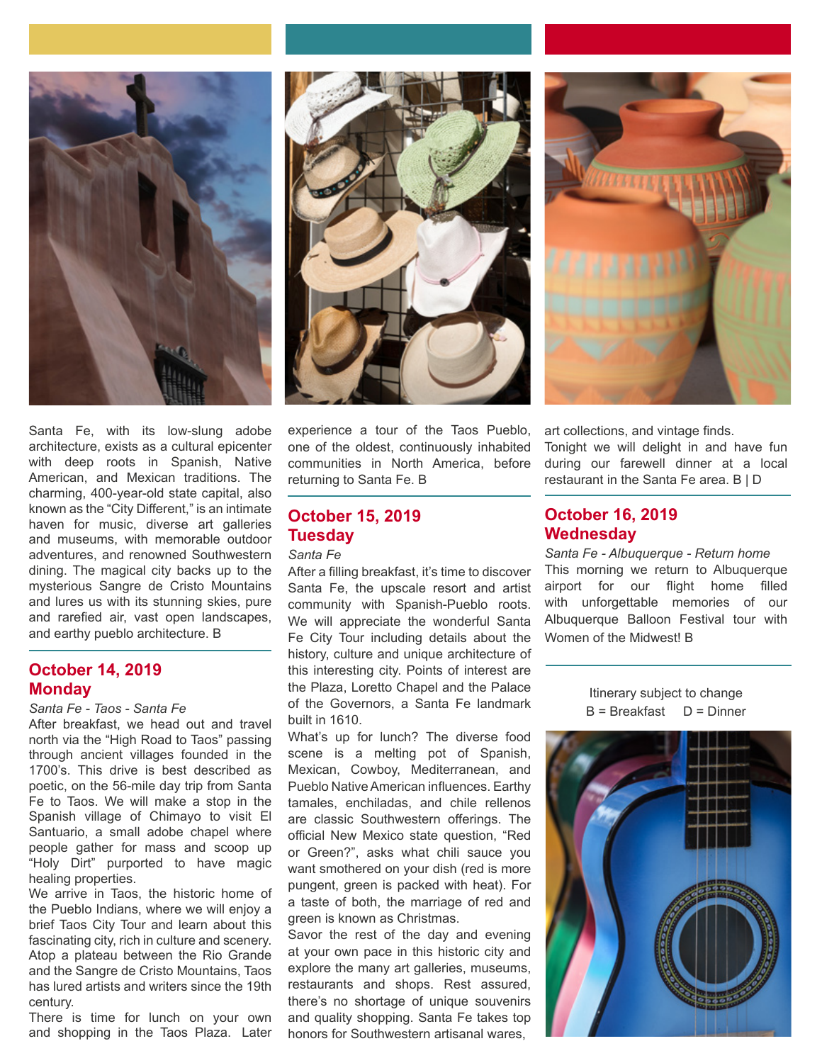Santa Fe, with its low-slung adobe architecture, exists as a cultural epicenter with deep roots in Spanish, Native American, and Mexican traditions. The charming, 400-year-old state capital, also known as the “City Different,” is an intimate haven for music, diverse art galleries and museums, with memorable outdoor adventures, and renowned Southwestern dining. The magical city backs up to the mysterious Sangre de Cristo Mountains and lures us with its stunning skies, pure and rarefied air, vast open landscapes, and earthy pueblo architecture. B

## October 14, 2019
## Monday

*Santa Fe - Taos - Santa Fe*

After breakfast, we head out and travel north via the “High Road to Taos” passing through ancient villages founded in the 1700’s. This drive is best described as poetic, on the 56-mile day trip from Santa Fe to Taos. We will make a stop in the Spanish village of Chimayo to visit El Santuario, a small adobe chapel where people gather for mass and scoop up “Holy Dirt” purported to have magic healing properties.

We arrive in Taos, the historic home of the Pueblo Indians, where we will enjoy a brief Taos City Tour and learn about this fascinating city, rich in culture and scenery. Atop a plateau between the Rio Grande and the Sangre de Cristo Mountains, Taos has lured artists and writers since the 19th century.

There is time for lunch on your own and shopping in the Taos Plaza. Later experience a tour of the Taos Pueblo, one of the oldest, continuously inhabited communities in North America, before returning to Santa Fe. B

## October 15, 2019
## Tuesday

*Santa Fe*

After a filling breakfast, it’s time to discover Santa Fe, the upscale resort and artist community with Spanish-Pueblo roots. We will appreciate the wonderful Santa Fe City Tour including details about the history, culture and unique architecture of this interesting city. Points of interest are the Plaza, Loretto Chapel and the Palace of the Governors, a Santa Fe landmark built in 1610.

What’s up for lunch? The diverse food scene is a melting pot of Spanish, Mexican, Cowboy, Mediterranean, and Pueblo Native American influences. Earthy tamales, enchiladas, and chile rellenos are classic Southwestern offerings. The official New Mexico state question, “Red or Green?”, asks what chili sauce you want smothered on your dish (red is more pungent, green is packed with heat). For a taste of both, the marriage of red and green is known as Christmas.

Savor the rest of the day and evening at your own pace in this historic city and explore the many art galleries, museums, restaurants and shops. Rest assured, there’s no shortage of unique souvenirs and quality shopping. Santa Fe takes top honors for Southwestern artisanal wares, art collections, and vintage finds.

Tonight we will delight in and have fun during our farewell dinner at a local restaurant in the Santa Fe area. B | D

## October 16, 2019
## Wednesday

*Santa Fe - Albuquerque - Return home*

This morning we return to Albuquerque airport for our flight home filled with unforgettable memories of our Albuquerque Balloon Festival tour with Women of the Midwest! B

Itinerary subject to change
B = Breakfast D = Dinner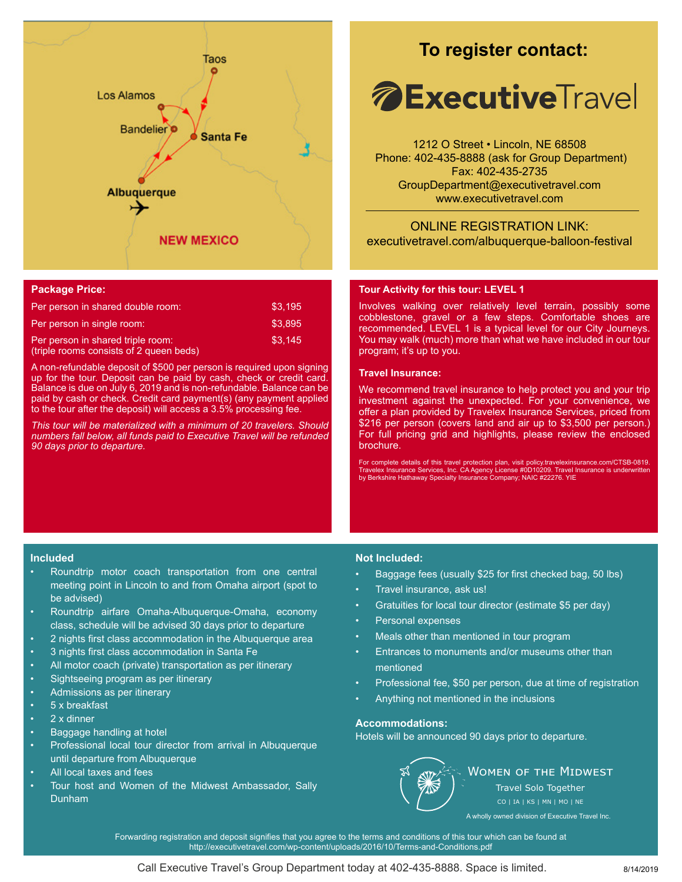Taos
Los Alamos
Bandelier
Santa Fe
Albuquerque
NEW MEXICO

## To register contact:

**ExecutiveTravel**

1212 O Street • Lincoln, NE 68508
Phone: 402-435-8888 (ask for Group Department)
Fax: 402-435-2735
GroupDepartment@executivetravel.com
www.executivetravel.com

ONLINE REGISTRATION LINK:
executivetravel.com/albuquerque-balloon-festival

### Package Price:

| | |
|---|---|
| Per person in shared double room: | $3,195 |
| Per person in single room: | $3,895 |
| Per person in shared triple room: (triple rooms consists of 2 queen beds) | $3,145 |

A non-refundable deposit of $500 per person is required upon signing up for the tour. Deposit can be paid by cash, check or credit card. Balance is due on July 6, 2019 and is non-refundable. Balance can be paid by cash or check. Credit card payment(s) (any payment applied to the tour after the deposit) will access a 3.5% processing fee.

*This tour will be materialized with a minimum of 20 travelers. Should numbers fall below, all funds paid to Executive Travel will be refunded 90 days prior to departure.*

### Tour Activity for this tour: LEVEL 1

Involves walking over relatively level terrain, possibly some cobblestone, gravel or a few steps. Comfortable shoes are recommended. LEVEL 1 is a typical level for our City Journeys. You may walk (much) more than what we have included in our tour program; it's up to you.

### Travel Insurance:

We recommend travel insurance to help protect you and your trip investment against the unexpected. For your convenience, we offer a plan provided by Travelex Insurance Services, priced from $216 per person (covers land and air up to $3,500 per person.) For full pricing grid and highlights, please review the enclosed brochure.

For complete details of this travel protection plan, visit policy.travelexinsurance.com/CTSB-0819. Travelex Insurance Services, Inc. CA Agency License #0D10209. Travel Insurance is underwritten by Berkshire Hathaway Specialty Insurance Company; NAIC #22276. YIE

### Included

- Roundtrip motor coach transportation from one central meeting point in Lincoln to and from Omaha airport (spot to be advised)
- Roundtrip airfare Omaha-Albuquerque-Omaha, economy class, schedule will be advised 30 days prior to departure
- 2 nights first class accommodation in the Albuquerque area
- 3 nights first class accommodation in Santa Fe
- All motor coach (private) transportation as per itinerary
- Sightseeing program as per itinerary
- Admissions as per itinerary
- 5 x breakfast
- 2 x dinner
- Baggage handling at hotel
- Professional local tour director from arrival in Albuquerque until departure from Albuquerque
- All local taxes and fees
- Tour host and Women of the Midwest Ambassador, Sally Dunham

### Not Included:

- Baggage fees (usually $25 for first checked bag, 50 lbs)
- Travel insurance, ask us!
- Gratuities for local tour director (estimate $5 per day)
- Personal expenses
- Meals other than mentioned in tour program
- Entrances to monuments and/or museums other than mentioned
- Professional fee, $50 per person, due at time of registration
- Anything not mentioned in the inclusions

### Accommodations:

Hotels will be announced 90 days prior to departure.

WOMEN OF THE MIDWEST
Travel Solo Together
CO | IA | KS | MN | MO | NE
A wholly owned division of Executive Travel Inc.

Forwarding registration and deposit signifies that you agree to the terms and conditions of this tour which can be found at http://executivetravel.com/wp-content/uploads/2016/10/Terms-and-Conditions.pdf

Call Executive Travel's Group Department today at 402-435-8888. Space is limited.

8/14/2019